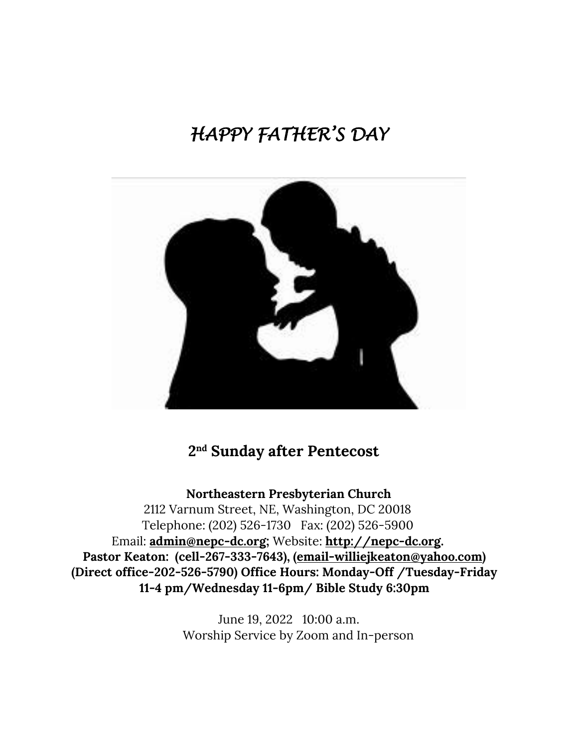# *HAPPY FATHER'S DAY*

## 2nd Sunday after Pentecost

**Northeastern Presbyterian Church**
2112 Varnum Street, NE, Washington, DC 20018
Telephone: (202) 526-1730 Fax: (202) 526-5900
Email: **admin@nepc-dc.org;** Website: **http://nepc-dc.org**.
**Pastor Keaton: (cell-267-333-7643), (email-williejkeaton@yahoo.com)**
**(Direct office-202-526-5790) Office Hours: Monday-Off /Tuesday-Friday 11-4 pm/Wednesday 11-6pm/ Bible Study 6:30pm**

June 19, 2022 10:00 a.m.
Worship Service by Zoom and In-person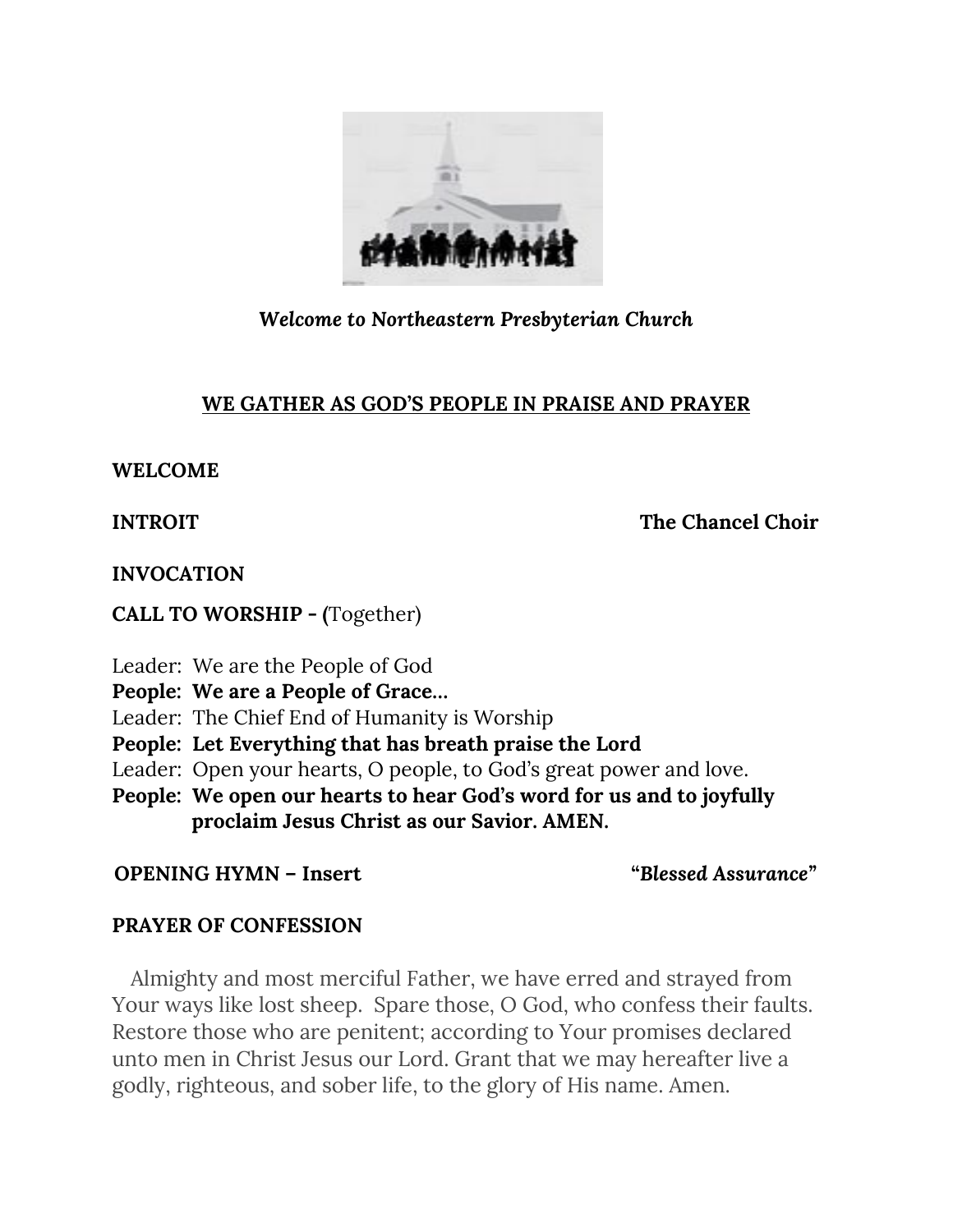*Welcome to Northeastern Presbyterian Church*

## WE GATHER AS GOD'S PEOPLE IN PRAISE AND PRAYER

**WELCOME**

**INTROIT** **The Chancel Choir**

**INVOCATION**

**CALL TO WORSHIP - (**Together)

Leader: We are the People of God
**People: We are a People of Grace…**
Leader: The Chief End of Humanity is Worship
**People: Let Everything that has breath praise the Lord**
Leader: Open your hearts, O people, to God's great power and love.
**People: We open our hearts to hear God's word for us and to joyfully proclaim Jesus Christ as our Savior. AMEN.**

**OPENING HYMN – Insert** **"*Blessed Assurance*"**

**PRAYER OF CONFESSION**

Almighty and most merciful Father, we have erred and strayed from Your ways like lost sheep. Spare those, O God, who confess their faults. Restore those who are penitent; according to Your promises declared unto men in Christ Jesus our Lord. Grant that we may hereafter live a godly, righteous, and sober life, to the glory of His name. Amen.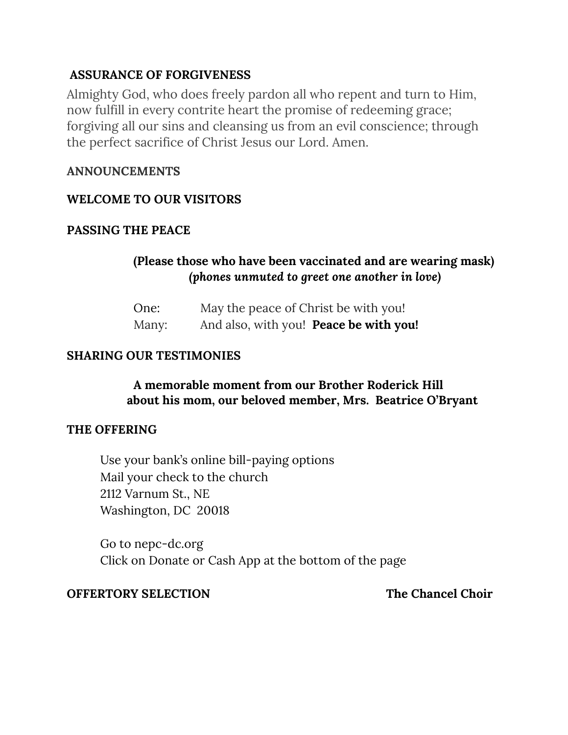**ASSURANCE OF FORGIVENESS**

Almighty God, who does freely pardon all who repent and turn to Him, now fulfill in every contrite heart the promise of redeeming grace; forgiving all our sins and cleansing us from an evil conscience; through the perfect sacrifice of Christ Jesus our Lord. Amen.

**ANNOUNCEMENTS**

**WELCOME TO OUR VISITORS**

**PASSING THE PEACE**

**(Please those who have been vaccinated and are wearing mask)**
***(phones unmuted to greet one another in love)***

One: May the peace of Christ be with you!
Many: And also, with you! **Peace be with you!**

**SHARING OUR TESTIMONIES**

**A memorable moment from our Brother Roderick Hill about his mom, our beloved member, Mrs. Beatrice O'Bryant**

**THE OFFERING**

Use your bank's online bill-paying options
Mail your check to the church
2112 Varnum St., NE
Washington, DC 20018

Go to nepc-dc.org
Click on Donate or Cash App at the bottom of the page

**OFFERTORY SELECTION** **The Chancel Choir**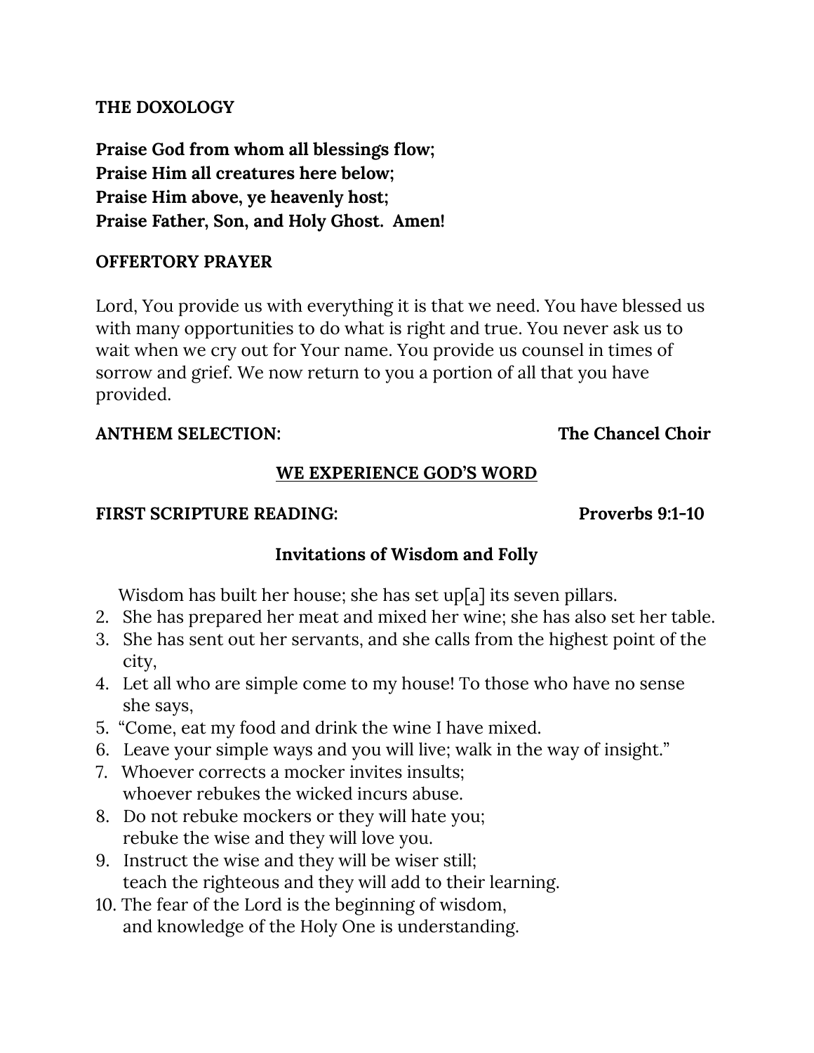**THE DOXOLOGY**

**Praise God from whom all blessings flow;**
**Praise Him all creatures here below;**
**Praise Him above, ye heavenly host;**
**Praise Father, Son, and Holy Ghost. Amen!**

**OFFERTORY PRAYER**

Lord, You provide us with everything it is that we need. You have blessed us with many opportunities to do what is right and true. You never ask us to wait when we cry out for Your name. You provide us counsel in times of sorrow and grief. We now return to you a portion of all that you have provided.

**ANTHEM SELECTION:** **The Chancel Choir**

## WE EXPERIENCE GOD'S WORD

**FIRST SCRIPTURE READING:** **Proverbs 9:1-10**

### Invitations of Wisdom and Folly

Wisdom has built her house; she has set up[a] its seven pillars.

2. She has prepared her meat and mixed her wine; she has also set her table.
3. She has sent out her servants, and she calls from the highest point of the city,
4. Let all who are simple come to my house! To those who have no sense she says,
5. "Come, eat my food and drink the wine I have mixed.
6. Leave your simple ways and you will live; walk in the way of insight."
7. Whoever corrects a mocker invites insults;
   whoever rebukes the wicked incurs abuse.
8. Do not rebuke mockers or they will hate you;
   rebuke the wise and they will love you.
9. Instruct the wise and they will be wiser still;
   teach the righteous and they will add to their learning.
10. The fear of the Lord is the beginning of wisdom,
    and knowledge of the Holy One is understanding.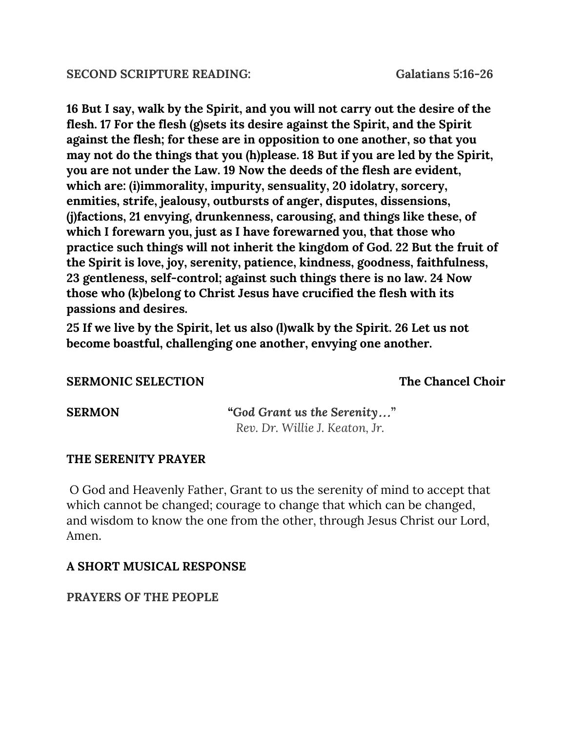**SECOND SCRIPTURE READING:** **Galatians 5:16-26**

**16 But I say, walk by the Spirit, and you will not carry out the desire of the flesh. 17 For the flesh (g)sets its desire against the Spirit, and the Spirit against the flesh; for these are in opposition to one another, so that you may not do the things that you (h)please. 18 But if you are led by the Spirit, you are not under the Law. 19 Now the deeds of the flesh are evident, which are: (i)immorality, impurity, sensuality, 20 idolatry, sorcery, enmities, strife, jealousy, outbursts of anger, disputes, dissensions, (j)factions, 21 envying, drunkenness, carousing, and things like these, of which I forewarn you, just as I have forewarned you, that those who practice such things will not inherit the kingdom of God. 22 But the fruit of the Spirit is love, joy, serenity, patience, kindness, goodness, faithfulness, 23 gentleness, self-control; against such things there is no law. 24 Now those who (k)belong to Christ Jesus have crucified the flesh with its passions and desires.**

**25 If we live by the Spirit, let us also (l)walk by the Spirit. 26 Let us not become boastful, challenging one another, envying one another.**

**SERMONIC SELECTION** **The Chancel Choir**

**SERMON** **"*God Grant us the Serenity…*"**
*Rev. Dr. Willie J. Keaton, Jr.*

**THE SERENITY PRAYER**

O God and Heavenly Father, Grant to us the serenity of mind to accept that which cannot be changed; courage to change that which can be changed, and wisdom to know the one from the other, through Jesus Christ our Lord, Amen.

**A SHORT MUSICAL RESPONSE**

**PRAYERS OF THE PEOPLE**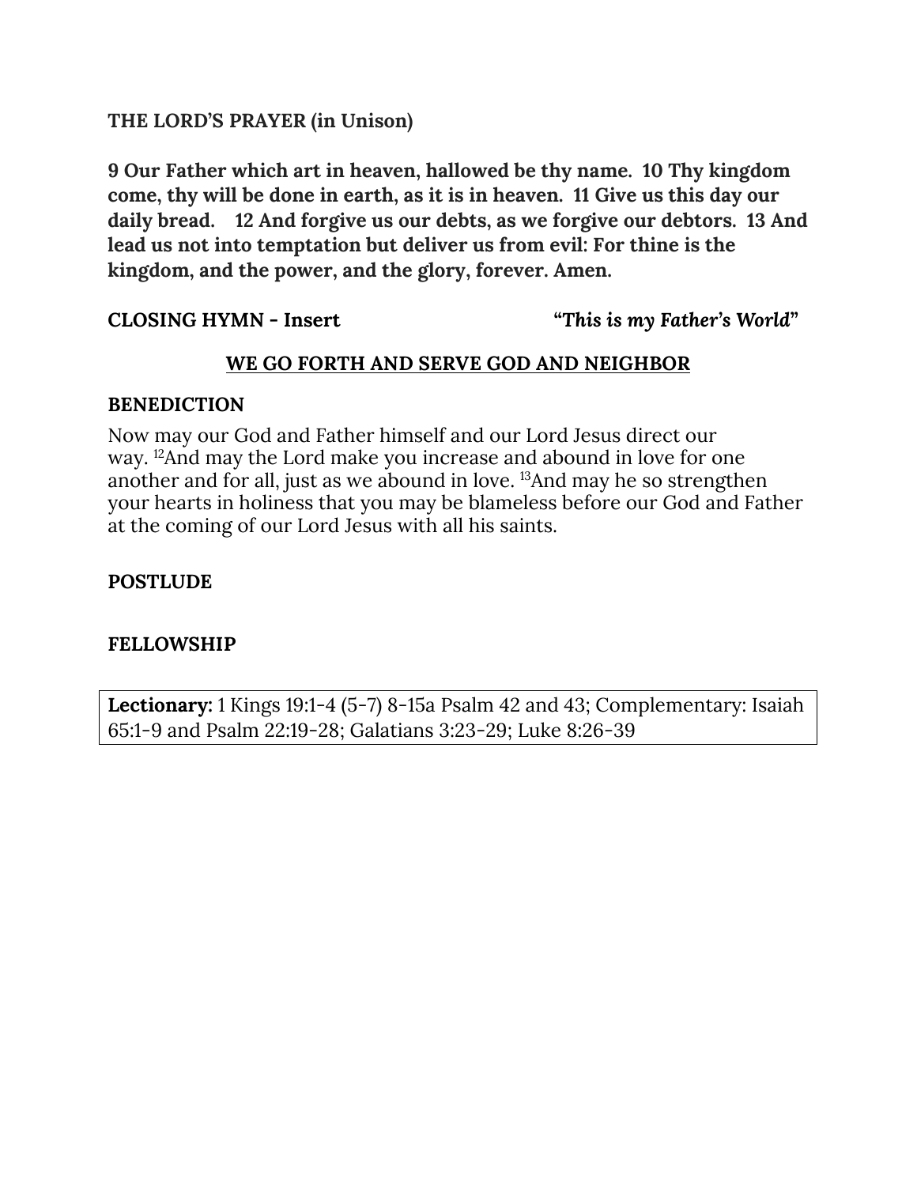**THE LORD'S PRAYER (in Unison)**

**9 Our Father which art in heaven, hallowed be thy name. 10 Thy kingdom come, thy will be done in earth, as it is in heaven. 11 Give us this day our daily bread. 12 And forgive us our debts, as we forgive our debtors. 13 And lead us not into temptation but deliver us from evil: For thine is the kingdom, and the power, and the glory, forever. Amen.**

**CLOSING HYMN - Insert** ***"This is my Father's World"***

**<u>WE GO FORTH AND SERVE GOD AND NEIGHBOR</u>**

**BENEDICTION**

Now may our God and Father himself and our Lord Jesus direct our way. [12]And may the Lord make you increase and abound in love for one another and for all, just as we abound in love. [13]And may he so strengthen your hearts in holiness that you may be blameless before our God and Father at the coming of our Lord Jesus with all his saints.

**POSTLUDE**

**FELLOWSHIP**

**Lectionary:** 1 Kings 19:1-4 (5-7) 8-15a Psalm 42 and 43; Complementary: Isaiah 65:1-9 and Psalm 22:19-28; Galatians 3:23-29; Luke 8:26-39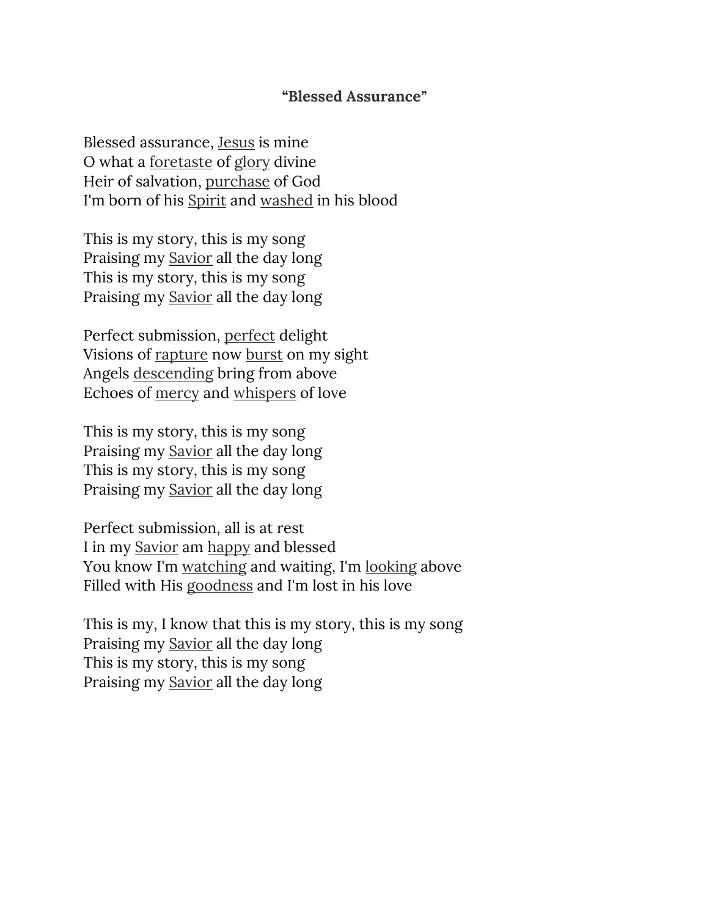**“Blessed Assurance”**

Blessed assurance, Jesus is mine  
O what a foretaste of glory divine  
Heir of salvation, purchase of God  
I'm born of his Spirit and washed in his blood

This is my story, this is my song  
Praising my Savior all the day long  
This is my story, this is my song  
Praising my Savior all the day long

Perfect submission, perfect delight  
Visions of rapture now burst on my sight  
Angels descending bring from above  
Echoes of mercy and whispers of love

This is my story, this is my song  
Praising my Savior all the day long  
This is my story, this is my song  
Praising my Savior all the day long

Perfect submission, all is at rest  
I in my Savior am happy and blessed  
You know I'm watching and waiting, I'm looking above  
Filled with His goodness and I'm lost in his love

This is my, I know that this is my story, this is my song  
Praising my Savior all the day long  
This is my story, this is my song  
Praising my Savior all the day long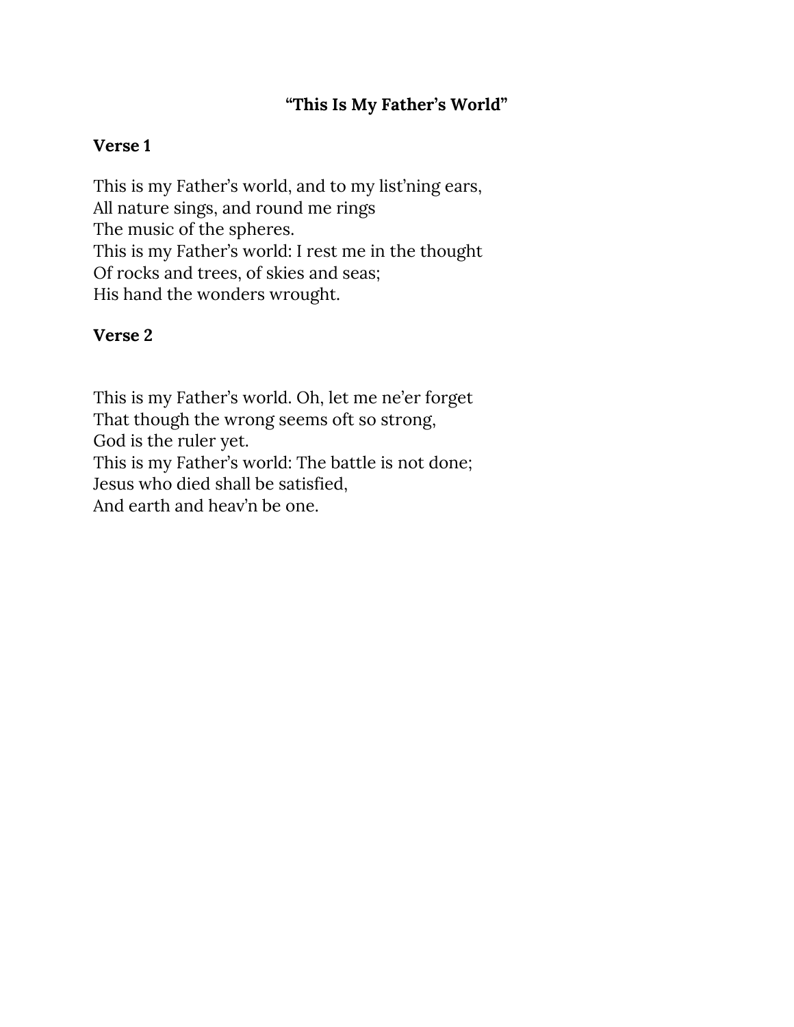# "This Is My Father's World"

**Verse 1**

This is my Father's world, and to my list'ning ears,
All nature sings, and round me rings
The music of the spheres.
This is my Father's world: I rest me in the thought
Of rocks and trees, of skies and seas;
His hand the wonders wrought.

**Verse 2**

This is my Father's world. Oh, let me ne'er forget
That though the wrong seems oft so strong,
God is the ruler yet.
This is my Father's world: The battle is not done;
Jesus who died shall be satisfied,
And earth and heav'n be one.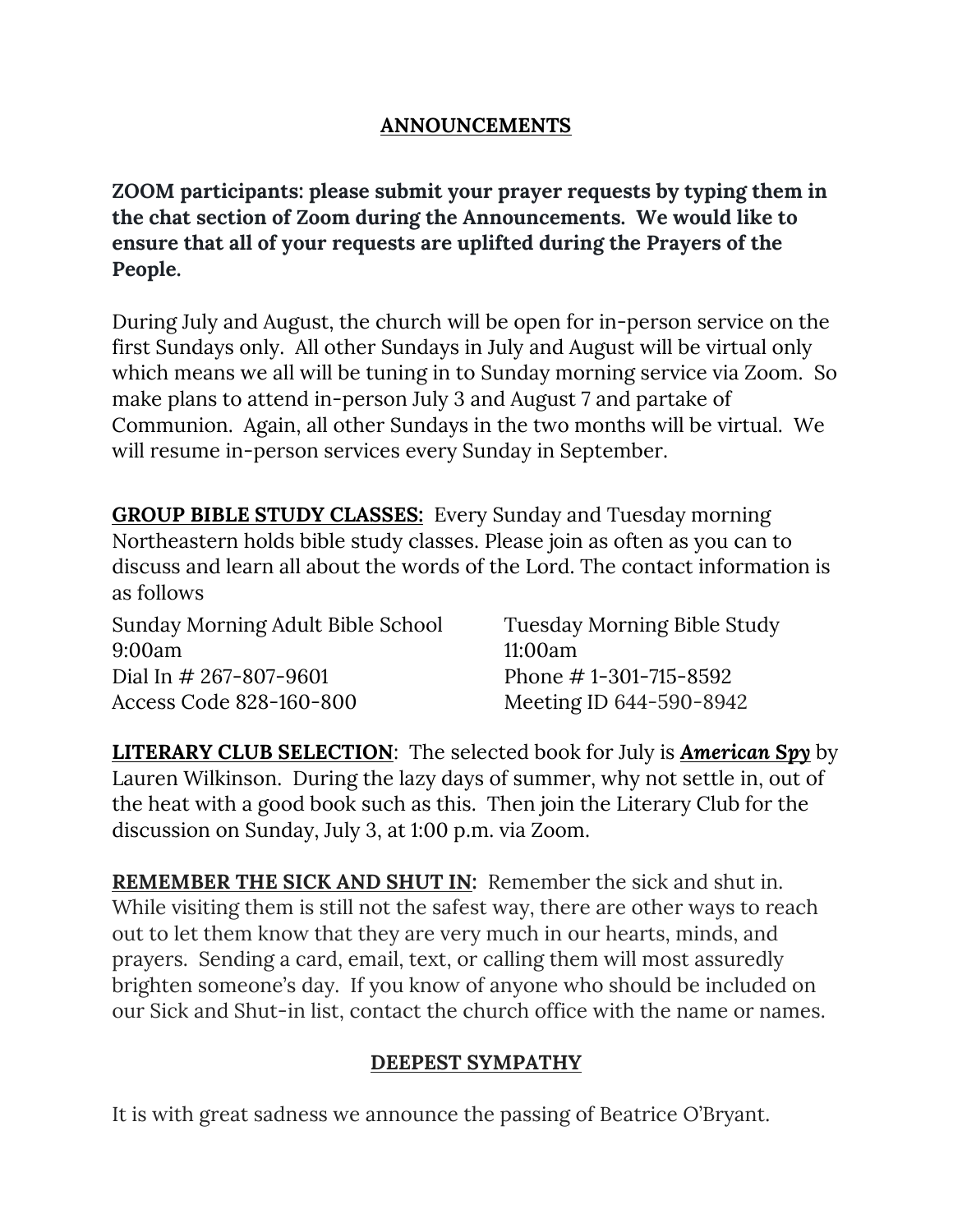## ANNOUNCEMENTS

**ZOOM participants: please submit your prayer requests by typing them in the chat section of Zoom during the Announcements. We would like to ensure that all of your requests are uplifted during the Prayers of the People.**

During July and August, the church will be open for in-person service on the first Sundays only. All other Sundays in July and August will be virtual only which means we all will be tuning in to Sunday morning service via Zoom. So make plans to attend in-person July 3 and August 7 and partake of Communion. Again, all other Sundays in the two months will be virtual. We will resume in-person services every Sunday in September.

**GROUP BIBLE STUDY CLASSES:** Every Sunday and Tuesday morning Northeastern holds bible study classes. Please join as often as you can to discuss and learn all about the words of the Lord. The contact information is as follows

Sunday Morning Adult Bible School
9:00am
Dial In # 267-807-9601
Access Code 828-160-800

Tuesday Morning Bible Study
11:00am
Phone # 1-301-715-8592
Meeting ID 644-590-8942

**LITERARY CLUB SELECTION**: The selected book for July is ***American Spy*** by Lauren Wilkinson. During the lazy days of summer, why not settle in, out of the heat with a good book such as this. Then join the Literary Club for the discussion on Sunday, July 3, at 1:00 p.m. via Zoom.

**REMEMBER THE SICK AND SHUT IN:** Remember the sick and shut in. While visiting them is still not the safest way, there are other ways to reach out to let them know that they are very much in our hearts, minds, and prayers. Sending a card, email, text, or calling them will most assuredly brighten someone's day. If you know of anyone who should be included on our Sick and Shut-in list, contact the church office with the name or names.

## DEEPEST SYMPATHY

It is with great sadness we announce the passing of Beatrice O'Bryant.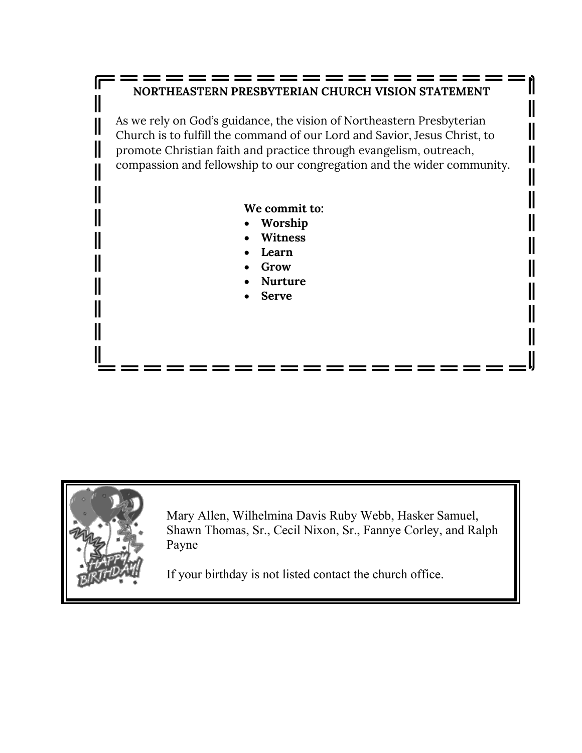## NORTHEASTERN PRESBYTERIAN CHURCH VISION STATEMENT

As we rely on God's guidance, the vision of Northeastern Presbyterian Church is to fulfill the command of our Lord and Savior, Jesus Christ, to promote Christian faith and practice through evangelism, outreach, compassion and fellowship to our congregation and the wider community.

**We commit to:**

- **Worship**
- **Witness**
- **Learn**
- **Grow**
- **Nurture**
- **Serve**

Mary Allen, Wilhelmina Davis Ruby Webb, Hasker Samuel, Shawn Thomas, Sr., Cecil Nixon, Sr., Fannye Corley, and Ralph Payne

If your birthday is not listed contact the church office.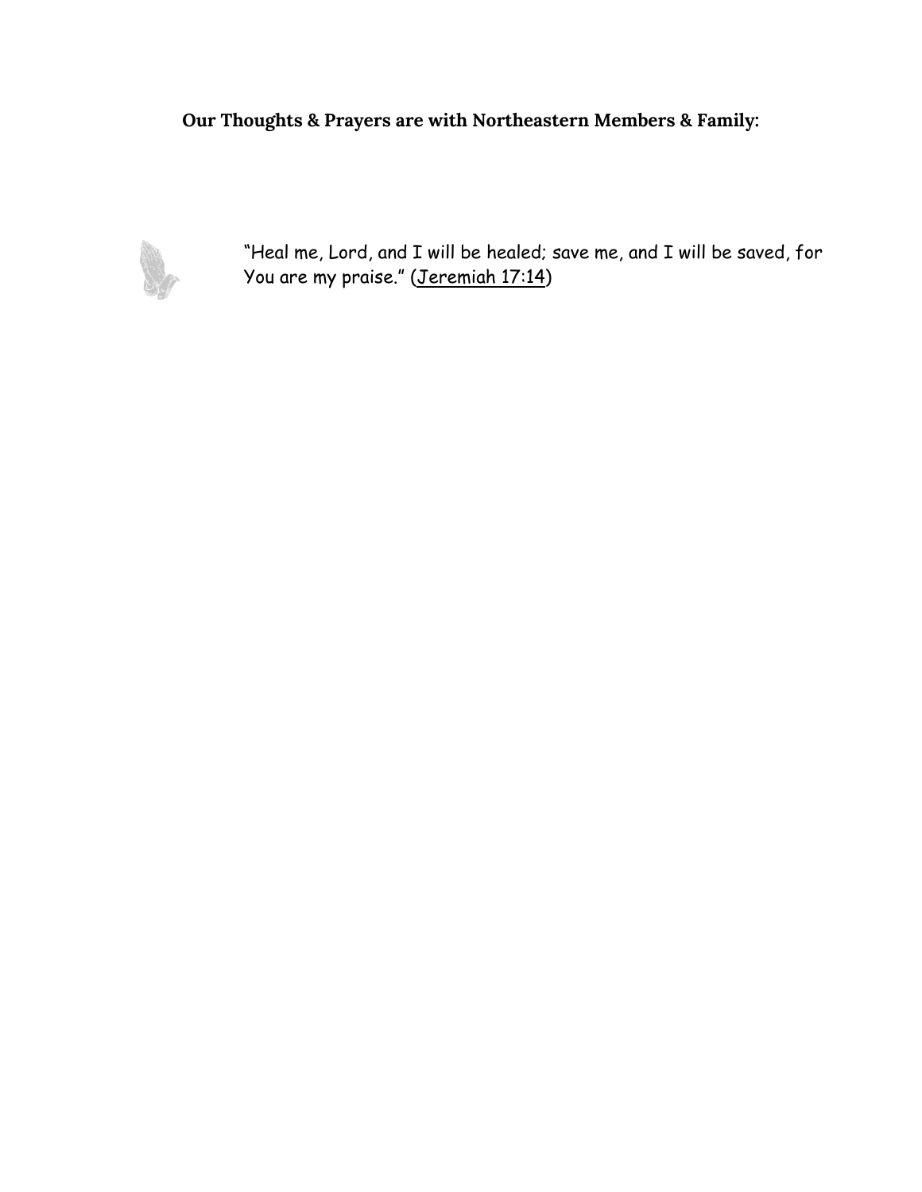**Our Thoughts & Prayers are with Northeastern Members & Family:**

"Heal me, Lord, and I will be healed; save me, and I will be saved, for You are my praise." (Jeremiah 17:14)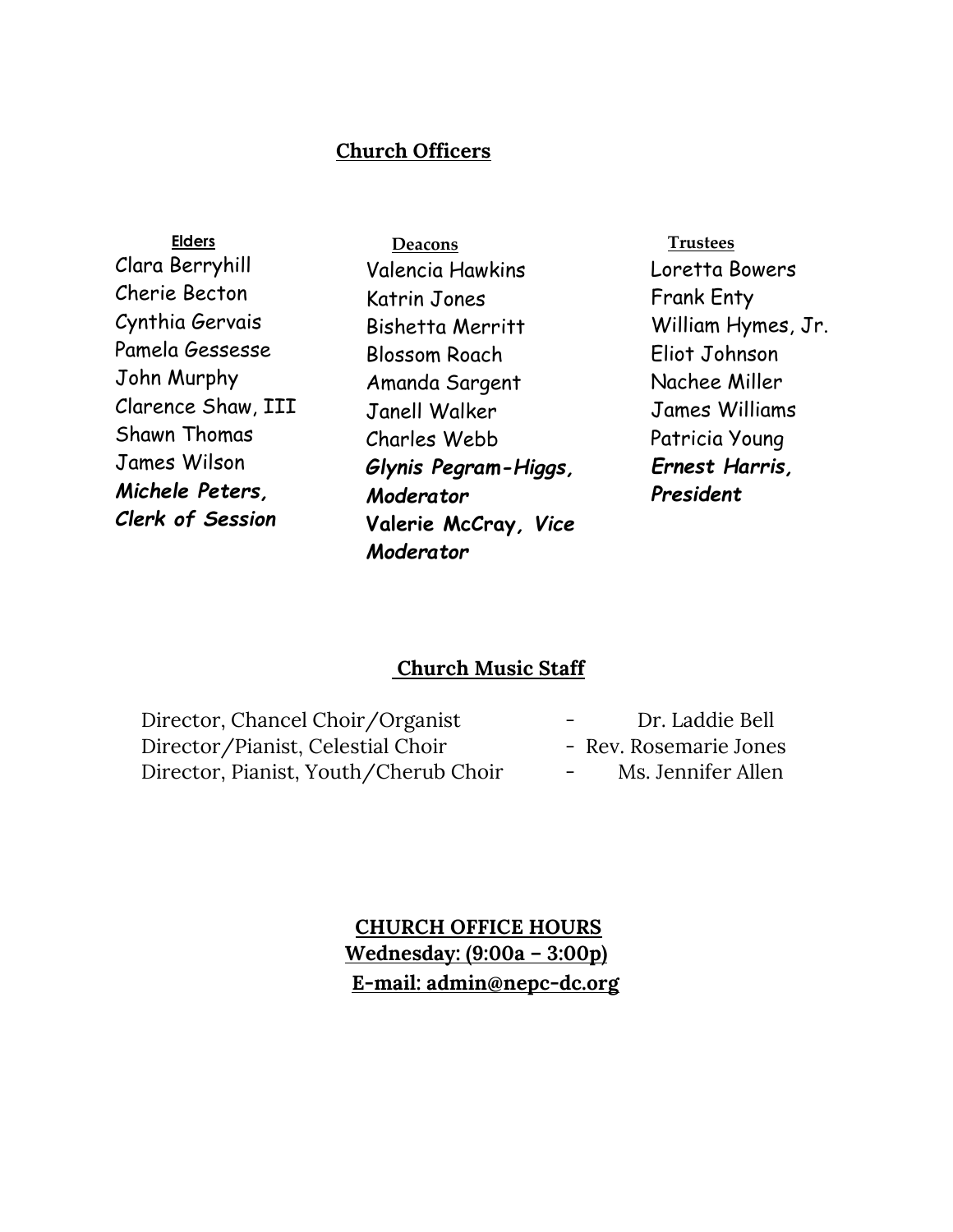## Church Officers

### Elders

Clara Berryhill
Cherie Becton
Cynthia Gervais
Pamela Gessesse
John Murphy
Clarence Shaw, III
Shawn Thomas
James Wilson
***Michele Peters, Clerk of Session***

### Deacons

Valencia Hawkins
Katrin Jones
Bishetta Merritt
Blossom Roach
Amanda Sargent
Janell Walker
Charles Webb
***Glynis Pegram-Higgs, Moderator***
***Valerie McCray, Vice Moderator***

### Trustees

Loretta Bowers
Frank Enty
William Hymes, Jr.
Eliot Johnson
Nachee Miller
James Williams
Patricia Young
***Ernest Harris, President***

## Church Music Staff

Director, Chancel Choir/Organist - Dr. Laddie Bell
Director/Pianist, Celestial Choir - Rev. Rosemarie Jones
Director, Pianist, Youth/Cherub Choir - Ms. Jennifer Allen

## CHURCH OFFICE HOURS

**Wednesday: (9:00a – 3:00p)**

**E-mail: admin@nepc-dc.org**